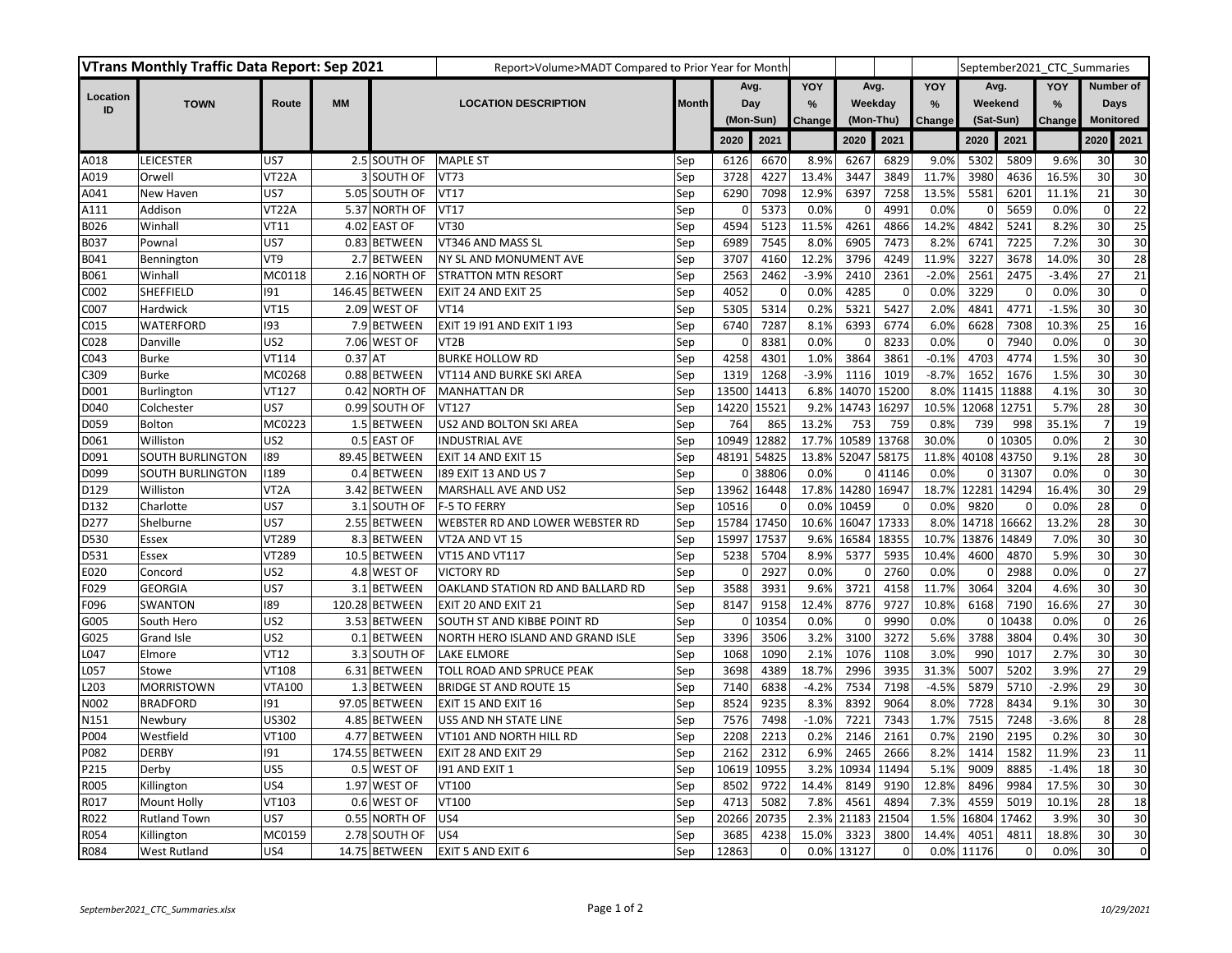| VTrans Monthly Traffic Data Report: Sep 2021 | | | | Report>Volume>MADT Compared to Prior Year for Month | | | | | | | | | September2021_CTC_Summaries | | | | |
|---|---|---|---|---|---|---|---|---|---|---|---|---|---|---|---|---|---|
| Location ID | TOWN | Route | MM | LOCATION DESCRIPTION | | Month | Avg. Day (Mon-Sun) | | YOY % Change | Avg. Weekday (Mon-Thu) | | YOY % Change | Avg. Weekend (Sat-Sun) | | YOY % Change | Number of Days Monitored | |
| | | | | | | | 2020 | 2021 | | 2020 | 2021 | | 2020 | 2021 | | 2020 | 2021 |
| A018 | LEICESTER | US7 | 2.5 | SOUTH OF | MAPLE ST | Sep | 6126 | 6670 | 8.9% | 6267 | 6829 | 9.0% | 5302 | 5809 | 9.6% | 30 | 30 |
| A019 | Orwell | VT22A | 3 | SOUTH OF | VT73 | Sep | 3728 | 4227 | 13.4% | 3447 | 3849 | 11.7% | 3980 | 4636 | 16.5% | 30 | 30 |
| A041 | New Haven | US7 | 5.05 | SOUTH OF | VT17 | Sep | 6290 | 7098 | 12.9% | 6397 | 7258 | 13.5% | 5581 | 6201 | 11.1% | 21 | 30 |
| A111 | Addison | VT22A | 5.37 | NORTH OF | VT17 | Sep | 0 | 5373 | 0.0% | 0 | 4991 | 0.0% | 0 | 5659 | 0.0% | 0 | 22 |
| B026 | Winhall | VT11 | 4.02 | EAST OF | VT30 | Sep | 4594 | 5123 | 11.5% | 4261 | 4866 | 14.2% | 4842 | 5241 | 8.2% | 30 | 25 |
| B037 | Pownal | US7 | 0.83 | BETWEEN | VT346 AND MASS SL | Sep | 6989 | 7545 | 8.0% | 6905 | 7473 | 8.2% | 6741 | 7225 | 7.2% | 30 | 30 |
| B041 | Bennington | VT9 | 2.7 | BETWEEN | NY SL AND MONUMENT AVE | Sep | 3707 | 4160 | 12.2% | 3796 | 4249 | 11.9% | 3227 | 3678 | 14.0% | 30 | 28 |
| B061 | Winhall | MC0118 | 2.16 | NORTH OF | STRATTON MTN RESORT | Sep | 2563 | 2462 | -3.9% | 2410 | 2361 | -2.0% | 2561 | 2475 | -3.4% | 27 | 21 |
| C002 | SHEFFIELD | I91 | 146.45 | BETWEEN | EXIT 24 AND EXIT 25 | Sep | 4052 | 0 | 0.0% | 4285 | 0 | 0.0% | 3229 | 0 | 0.0% | 30 | 0 |
| C007 | Hardwick | VT15 | 2.09 | WEST OF | VT14 | Sep | 5305 | 5314 | 0.2% | 5321 | 5427 | 2.0% | 4841 | 4771 | -1.5% | 30 | 30 |
| C015 | WATERFORD | I93 | 7.9 | BETWEEN | EXIT 19 I91 AND EXIT 1 I93 | Sep | 6740 | 7287 | 8.1% | 6393 | 6774 | 6.0% | 6628 | 7308 | 10.3% | 25 | 16 |
| C028 | Danville | US2 | 7.06 | WEST OF | VT2B | Sep | 0 | 8381 | 0.0% | 0 | 8233 | 0.0% | 0 | 7940 | 0.0% | 0 | 30 |
| C043 | Burke | VT114 | 0.37 | AT | BURKE HOLLOW RD | Sep | 4258 | 4301 | 1.0% | 3864 | 3861 | -0.1% | 4703 | 4774 | 1.5% | 30 | 30 |
| C309 | Burke | MC0268 | 0.88 | BETWEEN | VT114 AND BURKE SKI AREA | Sep | 1319 | 1268 | -3.9% | 1116 | 1019 | -8.7% | 1652 | 1676 | 1.5% | 30 | 30 |
| D001 | Burlington | VT127 | 0.42 | NORTH OF | MANHATTAN DR | Sep | 13500 | 14413 | 6.8% | 14070 | 15200 | 8.0% | 11415 | 11888 | 4.1% | 30 | 30 |
| D040 | Colchester | US7 | 0.99 | SOUTH OF | VT127 | Sep | 14220 | 15521 | 9.2% | 14743 | 16297 | 10.5% | 12068 | 12751 | 5.7% | 28 | 30 |
| D059 | Bolton | MC0223 | 1.5 | BETWEEN | US2 AND BOLTON SKI AREA | Sep | 764 | 865 | 13.2% | 753 | 759 | 0.8% | 739 | 998 | 35.1% | 7 | 19 |
| D061 | Williston | US2 | 0.5 | EAST OF | INDUSTRIAL AVE | Sep | 10949 | 12882 | 17.7% | 10589 | 13768 | 30.0% | 0 | 10305 | 0.0% | 2 | 30 |
| D091 | SOUTH BURLINGTON | I89 | 89.45 | BETWEEN | EXIT 14 AND EXIT 15 | Sep | 48191 | 54825 | 13.8% | 52047 | 58175 | 11.8% | 40108 | 43750 | 9.1% | 28 | 30 |
| D099 | SOUTH BURLINGTON | I189 | 0.4 | BETWEEN | I89 EXIT 13 AND US 7 | Sep | 0 | 38806 | 0.0% | 0 | 41146 | 0.0% | 0 | 31307 | 0.0% | 0 | 30 |
| D129 | Williston | VT2A | 3.42 | BETWEEN | MARSHALL AVE AND US2 | Sep | 13962 | 16448 | 17.8% | 14280 | 16947 | 18.7% | 12281 | 14294 | 16.4% | 30 | 29 |
| D132 | Charlotte | US7 | 3.1 | SOUTH OF | F-5 TO FERRY | Sep | 10516 | 0 | 0.0% | 10459 | 0 | 0.0% | 9820 | 0 | 0.0% | 28 | 0 |
| D277 | Shelburne | US7 | 2.55 | BETWEEN | WEBSTER RD AND LOWER WEBSTER RD | Sep | 15784 | 17450 | 10.6% | 16047 | 17333 | 8.0% | 14718 | 16662 | 13.2% | 28 | 30 |
| D530 | Essex | VT289 | 8.3 | BETWEEN | VT2A AND VT 15 | Sep | 15997 | 17537 | 9.6% | 16584 | 18355 | 10.7% | 13876 | 14849 | 7.0% | 30 | 30 |
| D531 | Essex | VT289 | 10.5 | BETWEEN | VT15 AND VT117 | Sep | 5238 | 5704 | 8.9% | 5377 | 5935 | 10.4% | 4600 | 4870 | 5.9% | 30 | 30 |
| E020 | Concord | US2 | 4.8 | WEST OF | VICTORY RD | Sep | 0 | 2927 | 0.0% | 0 | 2760 | 0.0% | 0 | 2988 | 0.0% | 0 | 27 |
| F029 | GEORGIA | US7 | 3.1 | BETWEEN | OAKLAND STATION RD AND BALLARD RD | Sep | 3588 | 3931 | 9.6% | 3721 | 4158 | 11.7% | 3064 | 3204 | 4.6% | 30 | 30 |
| F096 | SWANTON | I89 | 120.28 | BETWEEN | EXIT 20 AND EXIT 21 | Sep | 8147 | 9158 | 12.4% | 8776 | 9727 | 10.8% | 6168 | 7190 | 16.6% | 27 | 30 |
| G005 | South Hero | US2 | 3.53 | BETWEEN | SOUTH ST AND KIBBE POINT RD | Sep | 0 | 10354 | 0.0% | 0 | 9990 | 0.0% | 0 | 10438 | 0.0% | 0 | 26 |
| G025 | Grand Isle | US2 | 0.1 | BETWEEN | NORTH HERO ISLAND AND GRAND ISLE | Sep | 3396 | 3506 | 3.2% | 3100 | 3272 | 5.6% | 3788 | 3804 | 0.4% | 30 | 30 |
| L047 | Elmore | VT12 | 3.3 | SOUTH OF | LAKE ELMORE | Sep | 1068 | 1090 | 2.1% | 1076 | 1108 | 3.0% | 990 | 1017 | 2.7% | 30 | 30 |
| L057 | Stowe | VT108 | 6.31 | BETWEEN | TOLL ROAD AND SPRUCE PEAK | Sep | 3698 | 4389 | 18.7% | 2996 | 3935 | 31.3% | 5007 | 5202 | 3.9% | 27 | 29 |
| L203 | MORRISTOWN | VTA100 | 1.3 | BETWEEN | BRIDGE ST AND ROUTE 15 | Sep | 7140 | 6838 | -4.2% | 7534 | 7198 | -4.5% | 5879 | 5710 | -2.9% | 29 | 30 |
| N002 | BRADFORD | I91 | 97.05 | BETWEEN | EXIT 15 AND EXIT 16 | Sep | 8524 | 9235 | 8.3% | 8392 | 9064 | 8.0% | 7728 | 8434 | 9.1% | 30 | 30 |
| N151 | Newbury | US302 | 4.85 | BETWEEN | US5 AND NH STATE LINE | Sep | 7576 | 7498 | -1.0% | 7221 | 7343 | 1.7% | 7515 | 7248 | -3.6% | 8 | 28 |
| P004 | Westfield | VT100 | 4.77 | BETWEEN | VT101 AND NORTH HILL RD | Sep | 2208 | 2213 | 0.2% | 2146 | 2161 | 0.7% | 2190 | 2195 | 0.2% | 30 | 30 |
| P082 | DERBY | I91 | 174.55 | BETWEEN | EXIT 28 AND EXIT 29 | Sep | 2162 | 2312 | 6.9% | 2465 | 2666 | 8.2% | 1414 | 1582 | 11.9% | 23 | 11 |
| P215 | Derby | US5 | 0.5 | WEST OF | I91 AND EXIT 1 | Sep | 10619 | 10955 | 3.2% | 10934 | 11494 | 5.1% | 9009 | 8885 | -1.4% | 18 | 30 |
| R005 | Killington | US4 | 1.97 | WEST OF | VT100 | Sep | 8502 | 9722 | 14.4% | 8149 | 9190 | 12.8% | 8496 | 9984 | 17.5% | 30 | 30 |
| R017 | Mount Holly | VT103 | 0.6 | WEST OF | VT100 | Sep | 4713 | 5082 | 7.8% | 4561 | 4894 | 7.3% | 4559 | 5019 | 10.1% | 28 | 18 |
| R022 | Rutland Town | US7 | 0.55 | NORTH OF | US4 | Sep | 20266 | 20735 | 2.3% | 21183 | 21504 | 1.5% | 16804 | 17462 | 3.9% | 30 | 30 |
| R054 | Killington | MC0159 | 2.78 | SOUTH OF | US4 | Sep | 3685 | 4238 | 15.0% | 3323 | 3800 | 14.4% | 4051 | 4811 | 18.8% | 30 | 30 |
| R084 | West Rutland | US4 | 14.75 | BETWEEN | EXIT 5 AND EXIT 6 | Sep | 12863 | 0 | 0.0% | 13127 | 0 | 0.0% | 11176 | 0 | 0.0% | 30 | 0 |

*September2021_CTC_Summaries.xlsx* | *10/29/2021*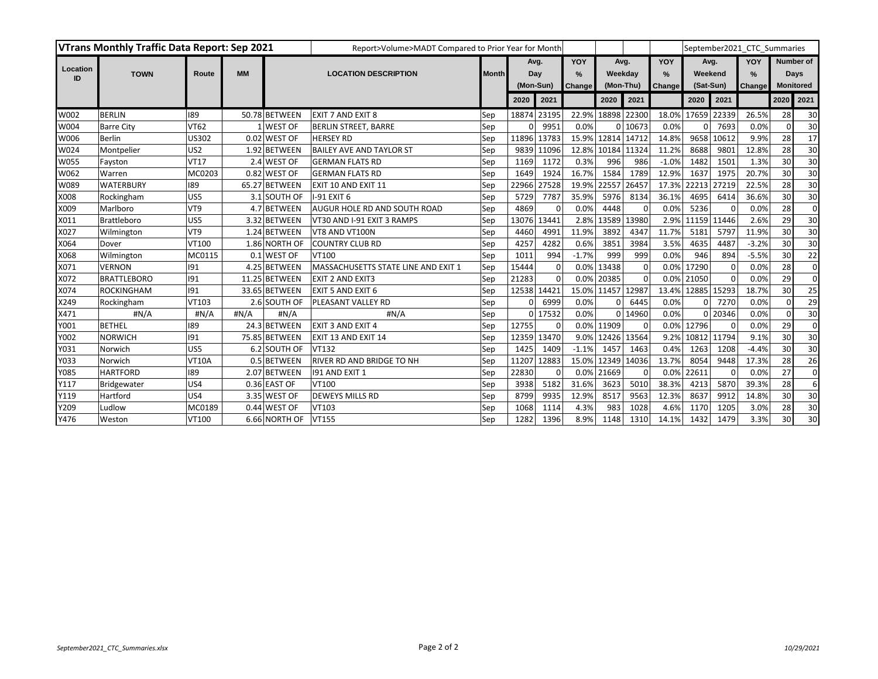| VTrans Monthly Traffic Data Report: Sep 2021 | | | | Report>Volume>MADT Compared to Prior Year for Month | | | | | | | | | September2021_CTC_Summaries | | | | |
|---|---|---|---|---|---|---|---|---|---|---|---|---|---|---|---|---|---|
| Location ID | TOWN | Route | MM | LOCATION DESCRIPTION | | Month | Avg. Day (Mon-Sun) | | YOY % Change | Avg. Weekday (Mon-Thu) | | YOY % Change | Avg. Weekend (Sat-Sun) | | YOY % Change | Number of Days Monitored | |
| | | | | | | | 2020 | 2021 | | 2020 | 2021 | | 2020 | 2021 | | 2020 | 2021 |
| W002 | BERLIN | I89 | 50.78 | BETWEEN | EXIT 7 AND EXIT 8 | Sep | 18874 | 23195 | 22.9% | 18898 | 22300 | 18.0% | 17659 | 22339 | 26.5% | 28 | 30 |
| W004 | Barre City | VT62 | 1 | WEST OF | BERLIN STREET, BARRE | Sep | 0 | 9951 | 0.0% | 0 | 10673 | 0.0% | 0 | 7693 | 0.0% | 0 | 30 |
| W006 | Berlin | US302 | 0.02 | WEST OF | HERSEY RD | Sep | 11896 | 13783 | 15.9% | 12814 | 14712 | 14.8% | 9658 | 10612 | 9.9% | 28 | 17 |
| W024 | Montpelier | US2 | 1.92 | BETWEEN | BAILEY AVE AND TAYLOR ST | Sep | 9839 | 11096 | 12.8% | 10184 | 11324 | 11.2% | 8688 | 9801 | 12.8% | 28 | 30 |
| W055 | Fayston | VT17 | 2.4 | WEST OF | GERMAN FLATS RD | Sep | 1169 | 1172 | 0.3% | 996 | 986 | -1.0% | 1482 | 1501 | 1.3% | 30 | 30 |
| W062 | Warren | MC0203 | 0.82 | WEST OF | GERMAN FLATS RD | Sep | 1649 | 1924 | 16.7% | 1584 | 1789 | 12.9% | 1637 | 1975 | 20.7% | 30 | 30 |
| W089 | WATERBURY | I89 | 65.27 | BETWEEN | EXIT 10 AND EXIT 11 | Sep | 22966 | 27528 | 19.9% | 22557 | 26457 | 17.3% | 22213 | 27219 | 22.5% | 28 | 30 |
| X008 | Rockingham | US5 | 3.1 | SOUTH OF | I-91 EXIT 6 | Sep | 5729 | 7787 | 35.9% | 5976 | 8134 | 36.1% | 4695 | 6414 | 36.6% | 30 | 30 |
| X009 | Marlboro | VT9 | 4.7 | BETWEEN | AUGUR HOLE RD AND SOUTH ROAD | Sep | 4869 | 0 | 0.0% | 4448 | 0 | 0.0% | 5236 | 0 | 0.0% | 28 | 0 |
| X011 | Brattleboro | US5 | 3.32 | BETWEEN | VT30 AND I-91 EXIT 3 RAMPS | Sep | 13076 | 13441 | 2.8% | 13589 | 13980 | 2.9% | 11159 | 11446 | 2.6% | 29 | 30 |
| X027 | Wilmington | VT9 | 1.24 | BETWEEN | VT8 AND VT100N | Sep | 4460 | 4991 | 11.9% | 3892 | 4347 | 11.7% | 5181 | 5797 | 11.9% | 30 | 30 |
| X064 | Dover | VT100 | 1.86 | NORTH OF | COUNTRY CLUB RD | Sep | 4257 | 4282 | 0.6% | 3851 | 3984 | 3.5% | 4635 | 4487 | -3.2% | 30 | 30 |
| X068 | Wilmington | MC0115 | 0.1 | WEST OF | VT100 | Sep | 1011 | 994 | -1.7% | 999 | 999 | 0.0% | 946 | 894 | -5.5% | 30 | 22 |
| X071 | VERNON | I91 | 4.25 | BETWEEN | MASSACHUSETTS STATE LINE AND EXIT 1 | Sep | 15444 | 0 | 0.0% | 13438 | 0 | 0.0% | 17290 | 0 | 0.0% | 28 | 0 |
| X072 | BRATTLEBORO | I91 | 11.25 | BETWEEN | EXIT 2 AND EXIT3 | Sep | 21283 | 0 | 0.0% | 20385 | 0 | 0.0% | 21050 | 0 | 0.0% | 29 | 0 |
| X074 | ROCKINGHAM | I91 | 33.65 | BETWEEN | EXIT 5 AND EXIT 6 | Sep | 12538 | 14421 | 15.0% | 11457 | 12987 | 13.4% | 12885 | 15293 | 18.7% | 30 | 25 |
| X249 | Rockingham | VT103 | 2.6 | SOUTH OF | PLEASANT VALLEY RD | Sep | 0 | 6999 | 0.0% | 0 | 6445 | 0.0% | 0 | 7270 | 0.0% | 0 | 29 |
| X471 | #N/A | #N/A | #N/A | #N/A | #N/A | Sep | 0 | 17532 | 0.0% | 0 | 14960 | 0.0% | 0 | 20346 | 0.0% | 0 | 30 |
| Y001 | BETHEL | I89 | 24.3 | BETWEEN | EXIT 3 AND EXIT 4 | Sep | 12755 | 0 | 0.0% | 11909 | 0 | 0.0% | 12796 | 0 | 0.0% | 29 | 0 |
| Y002 | NORWICH | I91 | 75.85 | BETWEEN | EXIT 13 AND EXIT 14 | Sep | 12359 | 13470 | 9.0% | 12426 | 13564 | 9.2% | 10812 | 11794 | 9.1% | 30 | 30 |
| Y031 | Norwich | US5 | 6.2 | SOUTH OF | VT132 | Sep | 1425 | 1409 | -1.1% | 1457 | 1463 | 0.4% | 1263 | 1208 | -4.4% | 30 | 30 |
| Y033 | Norwich | VT10A | 0.5 | BETWEEN | RIVER RD AND BRIDGE TO NH | Sep | 11207 | 12883 | 15.0% | 12349 | 14036 | 13.7% | 8054 | 9448 | 17.3% | 28 | 26 |
| Y085 | HARTFORD | I89 | 2.07 | BETWEEN | I91 AND EXIT 1 | Sep | 22830 | 0 | 0.0% | 21669 | 0 | 0.0% | 22611 | 0 | 0.0% | 27 | 0 |
| Y117 | Bridgewater | US4 | 0.36 | EAST OF | VT100 | Sep | 3938 | 5182 | 31.6% | 3623 | 5010 | 38.3% | 4213 | 5870 | 39.3% | 28 | 6 |
| Y119 | Hartford | US4 | 3.35 | WEST OF | DEWEYS MILLS RD | Sep | 8799 | 9935 | 12.9% | 8517 | 9563 | 12.3% | 8637 | 9912 | 14.8% | 30 | 30 |
| Y209 | Ludlow | MC0189 | 0.44 | WEST OF | VT103 | Sep | 1068 | 1114 | 4.3% | 983 | 1028 | 4.6% | 1170 | 1205 | 3.0% | 28 | 30 |
| Y476 | Weston | VT100 | 6.66 | NORTH OF | VT155 | Sep | 1282 | 1396 | 8.9% | 1148 | 1310 | 14.1% | 1432 | 1479 | 3.3% | 30 | 30 |

*September2021_CTC_Summaries.xlsx*

*10/29/2021*